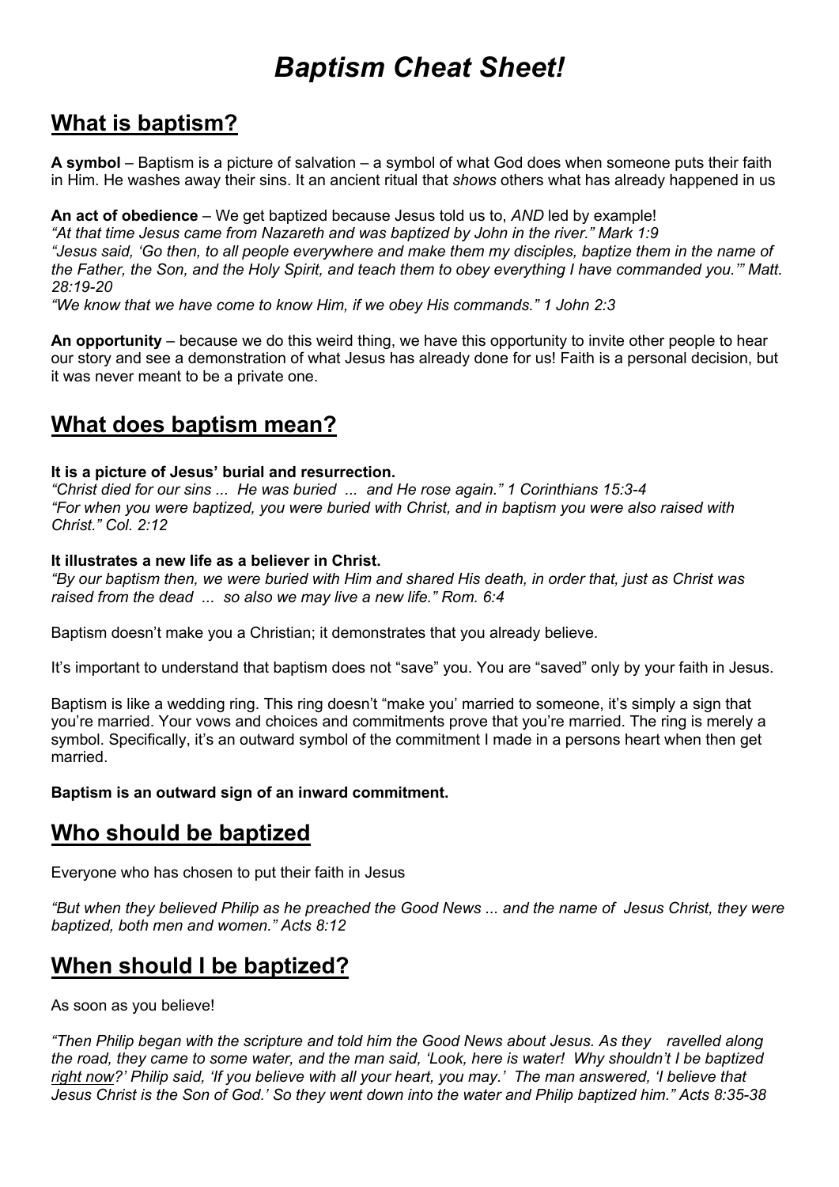# *Baptism Cheat Sheet!*

## What is baptism?

**A symbol** – Baptism is a picture of salvation – a symbol of what God does when someone puts their faith in Him. He washes away their sins. It an ancient ritual that *shows* others what has already happened in us

**An act of obedience** – We get baptized because Jesus told us to, *AND* led by example!
*"At that time Jesus came from Nazareth and was baptized by John in the river." Mark 1:9*
*"Jesus said, 'Go then, to all people everywhere and make them my disciples, baptize them in the name of the Father, the Son, and the Holy Spirit, and teach them to obey everything I have commanded you.'" Matt. 28:19-20*
*"We know that we have come to know Him, if we obey His commands." 1 John 2:3*

**An opportunity** – because we do this weird thing, we have this opportunity to invite other people to hear our story and see a demonstration of what Jesus has already done for us! Faith is a personal decision, but it was never meant to be a private one.

## What does baptism mean?

**It is a picture of Jesus' burial and resurrection.**
*"Christ died for our sins ... He was buried ... and He rose again." 1 Corinthians 15:3-4*
*"For when you were baptized, you were buried with Christ, and in baptism you were also raised with Christ." Col. 2:12*

**It illustrates a new life as a believer in Christ.**
*"By our baptism then, we were buried with Him and shared His death, in order that, just as Christ was raised from the dead ... so also we may live a new life." Rom. 6:4*

Baptism doesn't make you a Christian; it demonstrates that you already believe.

It's important to understand that baptism does not "save" you. You are "saved" only by your faith in Jesus.

Baptism is like a wedding ring. This ring doesn't "make you' married to someone, it's simply a sign that you're married. Your vows and choices and commitments prove that you're married. The ring is merely a symbol. Specifically, it's an outward symbol of the commitment I made in a persons heart when then get married.

**Baptism is an outward sign of an inward commitment.**

## Who should be baptized

Everyone who has chosen to put their faith in Jesus

*"But when they believed Philip as he preached the Good News ... and the name of Jesus Christ, they were baptized, both men and women." Acts 8:12*

## When should I be baptized?

As soon as you believe!

*"Then Philip began with the scripture and told him the Good News about Jesus. As they ravelled along the road, they came to some water, and the man said, 'Look, here is water! Why shouldn't I be baptized <u>right now</u>?' Philip said, 'If you believe with all your heart, you may.' The man answered, 'I believe that Jesus Christ is the Son of God.' So they went down into the water and Philip baptized him." Acts 8:35-38*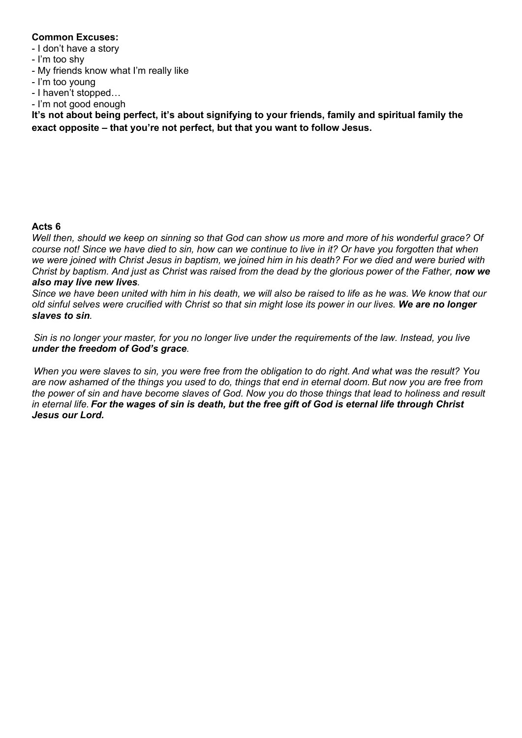**Common Excuses:**

- I don't have a story
- I'm too shy
- My friends know what I'm really like
- I'm too young
- I haven't stopped…
- I'm not good enough

**It's not about being perfect, it's about signifying to your friends, family and spiritual family the exact opposite – that you're not perfect, but that you want to follow Jesus.**

**Acts 6**

*Well then, should we keep on sinning so that God can show us more and more of his wonderful grace? Of course not! Since we have died to sin, how can we continue to live in it? Or have you forgotten that when we were joined with Christ Jesus in baptism, we joined him in his death? For we died and were buried with Christ by baptism. And just as Christ was raised from the dead by the glorious power of the Father,* ***now we also may live new lives****.*

*Since we have been united with him in his death, we will also be raised to life as he was. We know that our old sinful selves were crucified with Christ so that sin might lose its power in our lives.* ***We are no longer slaves to sin****.*

*Sin is no longer your master, for you no longer live under the requirements of the law. Instead, you live* ***under the freedom of God's grace****.*

*When you were slaves to sin, you were free from the obligation to do right. And what was the result? You are now ashamed of the things you used to do, things that end in eternal doom. But now you are free from the power of sin and have become slaves of God. Now you do those things that lead to holiness and result in eternal life.* ***For the wages of sin is death, but the free gift of God is eternal life through Christ Jesus our Lord.***